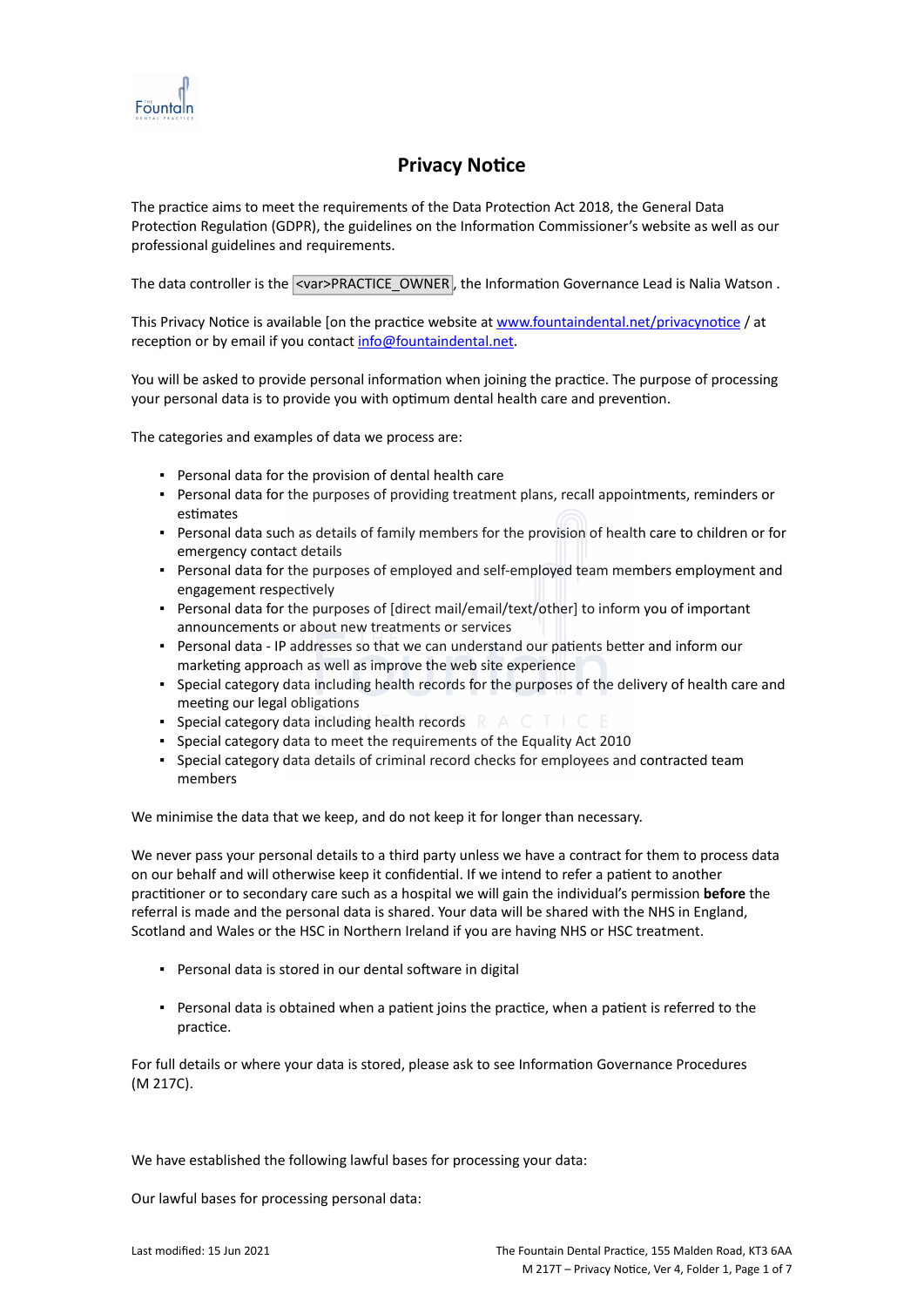# Privacy Notice

The practice aims to meet the requirements of the Data Protection Act 2018, the General Data Protection Regulation (GDPR), the guidelines on the Information Commissioner's website as well as our professional guidelines and requirements.

The data controller is the <var>PRACTICE_OWNER, the Information Governance Lead is Nalia Watson .

This Privacy Notice is available [on the practice website at www.fountaindental.net/privacynotice / at reception or by email if you contact info@fountaindental.net.

You will be asked to provide personal information when joining the practice. The purpose of processing your personal data is to provide you with optimum dental health care and prevention.

The categories and examples of data we process are:

- Personal data for the provision of dental health care
- Personal data for the purposes of providing treatment plans, recall appointments, reminders or estimates
- Personal data such as details of family members for the provision of health care to children or for emergency contact details
- Personal data for the purposes of employed and self-employed team members employment and engagement respectively
- Personal data for the purposes of [direct mail/email/text/other] to inform you of important announcements or about new treatments or services
- Personal data - IP addresses so that we can understand our patients better and inform our marketing approach as well as improve the web site experience
- Special category data including health records for the purposes of the delivery of health care and meeting our legal obligations
- Special category data including health records
- Special category data to meet the requirements of the Equality Act 2010
- Special category data details of criminal record checks for employees and contracted team members

We minimise the data that we keep, and do not keep it for longer than necessary.

We never pass your personal details to a third party unless we have a contract for them to process data on our behalf and will otherwise keep it confidential. If we intend to refer a patient to another practitioner or to secondary care such as a hospital we will gain the individual's permission **before** the referral is made and the personal data is shared. Your data will be shared with the NHS in England, Scotland and Wales or the HSC in Northern Ireland if you are having NHS or HSC treatment.

- Personal data is stored in our dental software in digital

- Personal data is obtained when a patient joins the practice, when a patient is referred to the practice.

For full details or where your data is stored, please ask to see Information Governance Procedures (M 217C).

We have established the following lawful bases for processing your data:

Our lawful bases for processing personal data: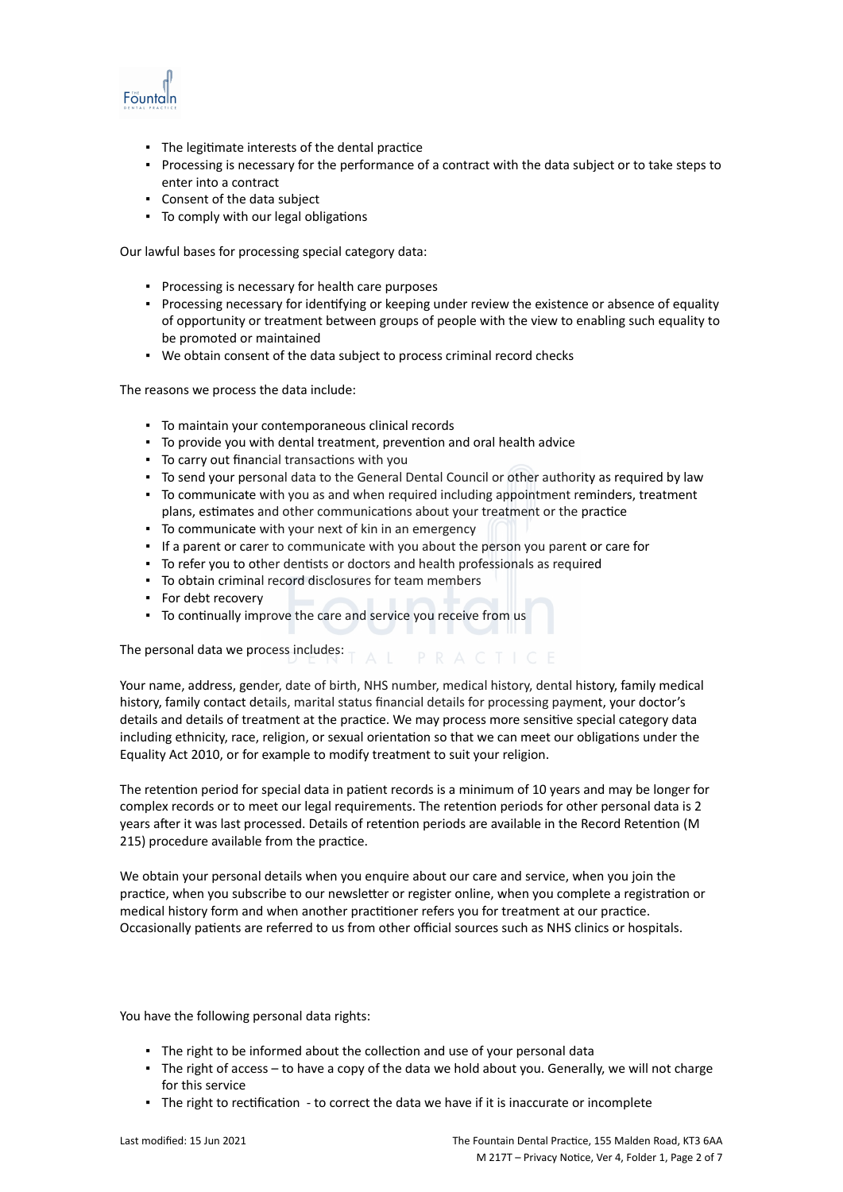- The legitimate interests of the dental practice
- Processing is necessary for the performance of a contract with the data subject or to take steps to enter into a contract
- Consent of the data subject
- To comply with our legal obligations

Our lawful bases for processing special category data:

- Processing is necessary for health care purposes
- Processing necessary for identifying or keeping under review the existence or absence of equality of opportunity or treatment between groups of people with the view to enabling such equality to be promoted or maintained
- We obtain consent of the data subject to process criminal record checks

The reasons we process the data include:

- To maintain your contemporaneous clinical records
- To provide you with dental treatment, prevention and oral health advice
- To carry out financial transactions with you
- To send your personal data to the General Dental Council or other authority as required by law
- To communicate with you as and when required including appointment reminders, treatment plans, estimates and other communications about your treatment or the practice
- To communicate with your next of kin in an emergency
- If a parent or carer to communicate with you about the person you parent or care for
- To refer you to other dentists or doctors and health professionals as required
- To obtain criminal record disclosures for team members
- For debt recovery
- To continually improve the care and service you receive from us

The personal data we process includes:

Your name, address, gender, date of birth, NHS number, medical history, dental history, family medical history, family contact details, marital status financial details for processing payment, your doctor's details and details of treatment at the practice. We may process more sensitive special category data including ethnicity, race, religion, or sexual orientation so that we can meet our obligations under the Equality Act 2010, or for example to modify treatment to suit your religion.

The retention period for special data in patient records is a minimum of 10 years and may be longer for complex records or to meet our legal requirements. The retention periods for other personal data is 2 years after it was last processed. Details of retention periods are available in the Record Retention (M 215) procedure available from the practice.

We obtain your personal details when you enquire about our care and service, when you join the practice, when you subscribe to our newsletter or register online, when you complete a registration or medical history form and when another practitioner refers you for treatment at our practice. Occasionally patients are referred to us from other official sources such as NHS clinics or hospitals.

You have the following personal data rights:

- The right to be informed about the collection and use of your personal data
- The right of access – to have a copy of the data we hold about you. Generally, we will not charge for this service
- The right to rectification - to correct the data we have if it is inaccurate or incomplete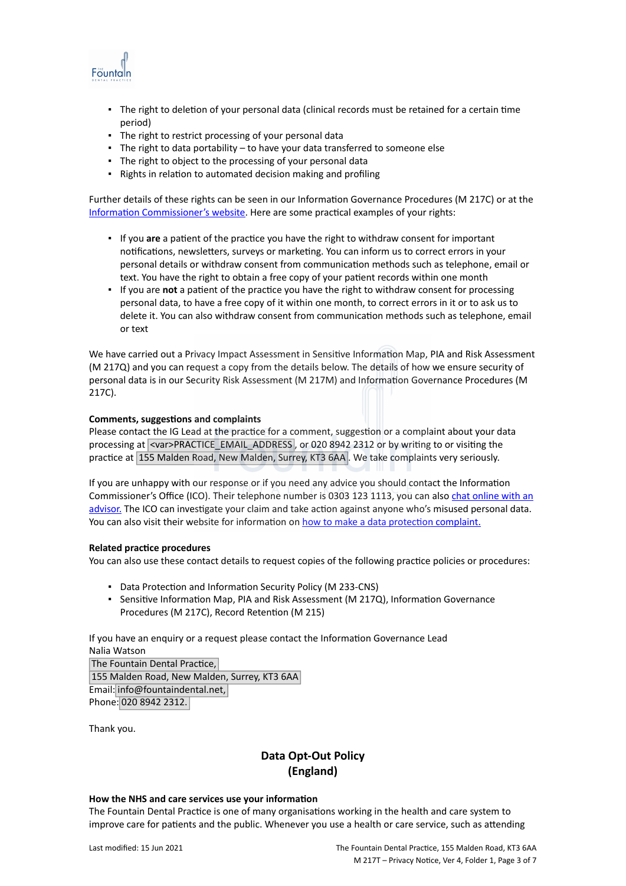- The right to deletion of your personal data (clinical records must be retained for a certain time period)
- The right to restrict processing of your personal data
- The right to data portability – to have your data transferred to someone else
- The right to object to the processing of your personal data
- Rights in relation to automated decision making and profiling

Further details of these rights can be seen in our Information Governance Procedures (M 217C) or at the Information Commissioner's website. Here are some practical examples of your rights:

- If you **are** a patient of the practice you have the right to withdraw consent for important notifications, newsletters, surveys or marketing. You can inform us to correct errors in your personal details or withdraw consent from communication methods such as telephone, email or text. You have the right to obtain a free copy of your patient records within one month
- If you are **not** a patient of the practice you have the right to withdraw consent for processing personal data, to have a free copy of it within one month, to correct errors in it or to ask us to delete it. You can also withdraw consent from communication methods such as telephone, email or text

We have carried out a Privacy Impact Assessment in Sensitive Information Map, PIA and Risk Assessment (M 217Q) and you can request a copy from the details below. The details of how we ensure security of personal data is in our Security Risk Assessment (M 217M) and Information Governance Procedures (M 217C).

**Comments, suggestions and complaints**
Please contact the IG Lead at the practice for a comment, suggestion or a complaint about your data processing at <var>PRACTICE_EMAIL_ADDRESS, or 020 8942 2312 or by writing to or visiting the practice at 155 Malden Road, New Malden, Surrey, KT3 6AA. We take complaints very seriously.

If you are unhappy with our response or if you need any advice you should contact the Information Commissioner's Office (ICO). Their telephone number is 0303 123 1113, you can also chat online with an advisor. The ICO can investigate your claim and take action against anyone who's misused personal data. You can also visit their website for information on how to make a data protection complaint.

**Related practice procedures**
You can also use these contact details to request copies of the following practice policies or procedures:

- Data Protection and Information Security Policy (M 233-CNS)
- Sensitive Information Map, PIA and Risk Assessment (M 217Q), Information Governance Procedures (M 217C), Record Retention (M 215)

If you have an enquiry or a request please contact the Information Governance Lead
Nalia Watson
The Fountain Dental Practice,
155 Malden Road, New Malden, Surrey, KT3 6AA
Email: info@fountaindental.net,
Phone: 020 8942 2312.

Thank you.

## Data Opt-Out Policy (England)

**How the NHS and care services use your information**
The Fountain Dental Practice is one of many organisations working in the health and care system to improve care for patients and the public. Whenever you use a health or care service, such as attending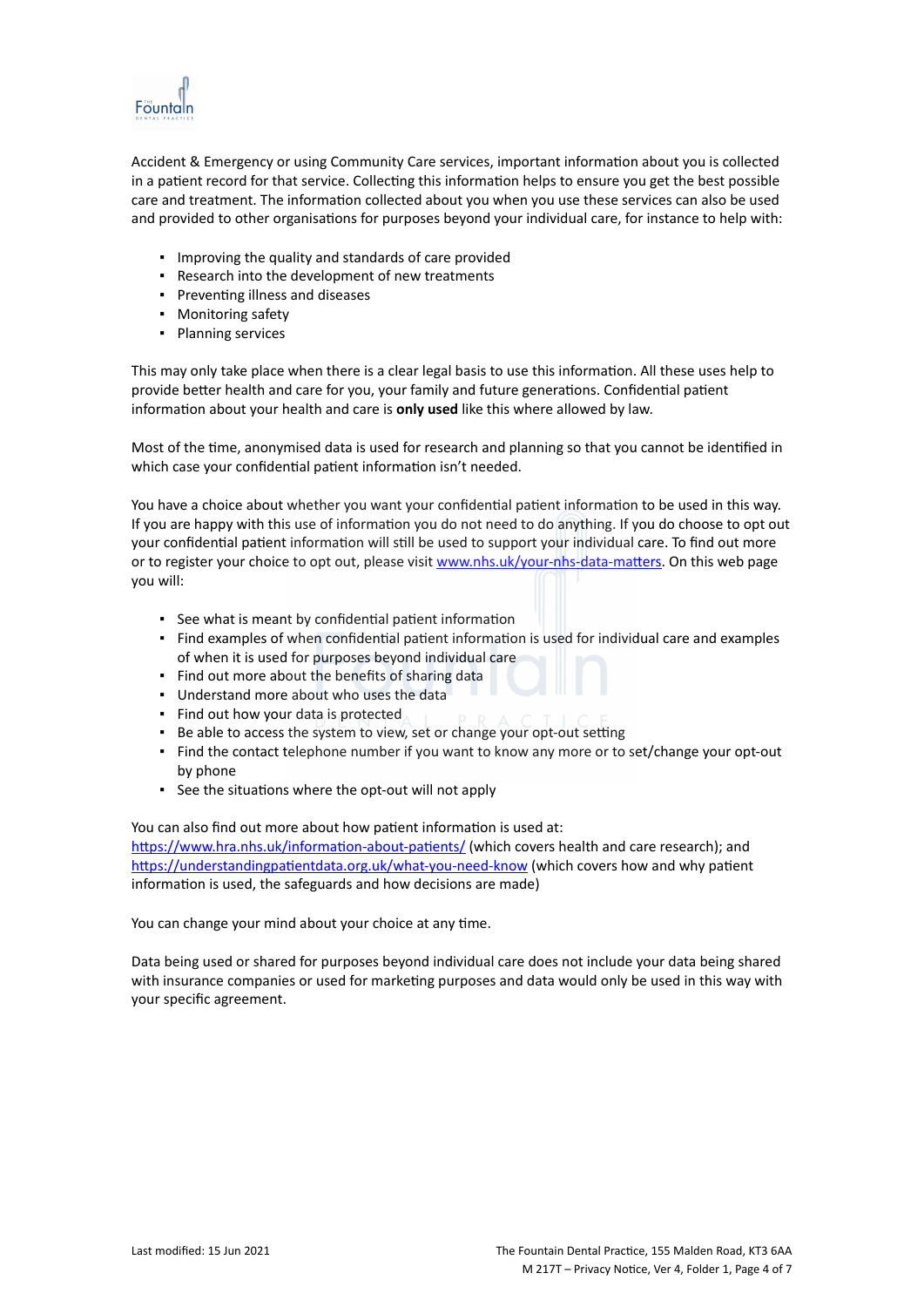Accident & Emergency or using Community Care services, important information about you is collected in a patient record for that service. Collecting this information helps to ensure you get the best possible care and treatment. The information collected about you when you use these services can also be used and provided to other organisations for purposes beyond your individual care, for instance to help with:

- Improving the quality and standards of care provided
- Research into the development of new treatments
- Preventing illness and diseases
- Monitoring safety
- Planning services

This may only take place when there is a clear legal basis to use this information. All these uses help to provide better health and care for you, your family and future generations. Confidential patient information about your health and care is **only used** like this where allowed by law.

Most of the time, anonymised data is used for research and planning so that you cannot be identified in which case your confidential patient information isn't needed.

You have a choice about whether you want your confidential patient information to be used in this way. If you are happy with this use of information you do not need to do anything. If you do choose to opt out your confidential patient information will still be used to support your individual care. To find out more or to register your choice to opt out, please visit [www.nhs.uk/your-nhs-data-matters](http://www.nhs.uk/your-nhs-data-matters). On this web page you will:

- See what is meant by confidential patient information
- Find examples of when confidential patient information is used for individual care and examples of when it is used for purposes beyond individual care
- Find out more about the benefits of sharing data
- Understand more about who uses the data
- Find out how your data is protected
- Be able to access the system to view, set or change your opt-out setting
- Find the contact telephone number if you want to know any more or to set/change your opt-out by phone
- See the situations where the opt-out will not apply

You can also find out more about how patient information is used at:
[https://www.hra.nhs.uk/information-about-patients/](https://www.hra.nhs.uk/information-about-patients/) (which covers health and care research); and [https://understandingpatientdata.org.uk/what-you-need-know](https://understandingpatientdata.org.uk/what-you-need-know) (which covers how and why patient information is used, the safeguards and how decisions are made)

You can change your mind about your choice at any time.

Data being used or shared for purposes beyond individual care does not include your data being shared with insurance companies or used for marketing purposes and data would only be used in this way with your specific agreement.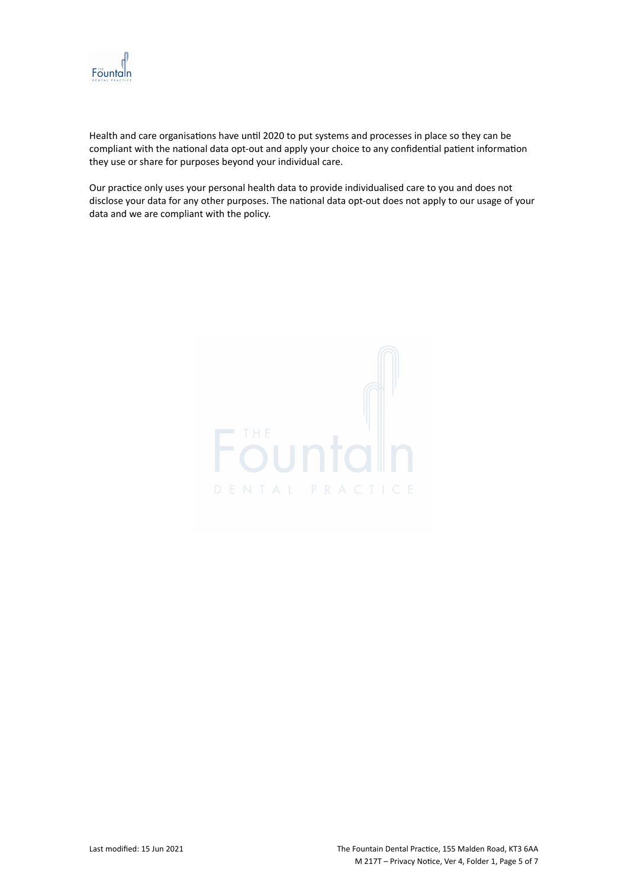Health and care organisations have until 2020 to put systems and processes in place so they can be compliant with the national data opt-out and apply your choice to any confidential patient information they use or share for purposes beyond your individual care.

Our practice only uses your personal health data to provide individualised care to you and does not disclose your data for any other purposes. The national data opt-out does not apply to our usage of your data and we are compliant with the policy.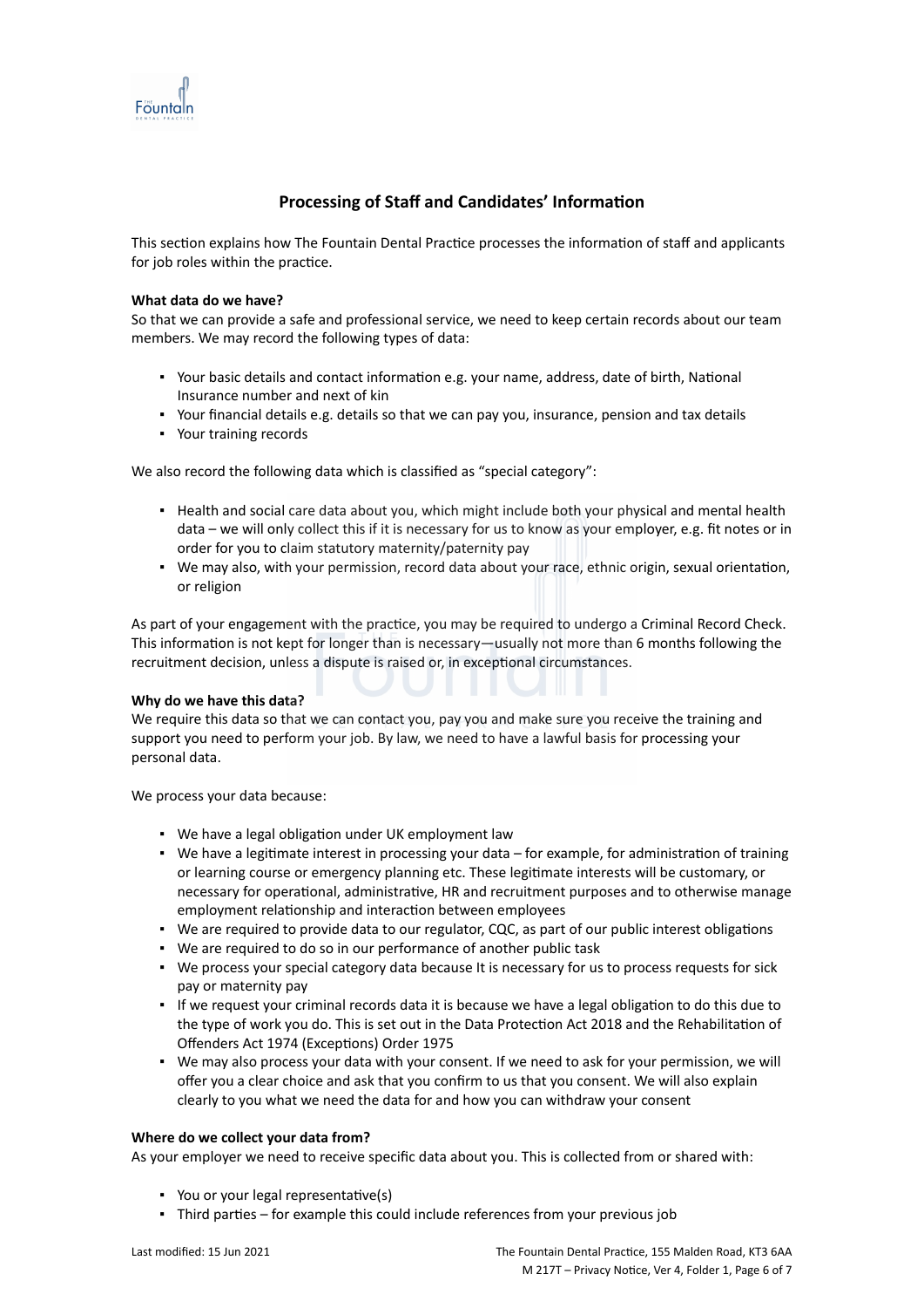## Processing of Staff and Candidates' Information

This section explains how The Fountain Dental Practice processes the information of staff and applicants for job roles within the practice.

**What data do we have?**

So that we can provide a safe and professional service, we need to keep certain records about our team members. We may record the following types of data:

- Your basic details and contact information e.g. your name, address, date of birth, National Insurance number and next of kin
- Your financial details e.g. details so that we can pay you, insurance, pension and tax details
- Your training records

We also record the following data which is classified as "special category":

- Health and social care data about you, which might include both your physical and mental health data – we will only collect this if it is necessary for us to know as your employer, e.g. fit notes or in order for you to claim statutory maternity/paternity pay
- We may also, with your permission, record data about your race, ethnic origin, sexual orientation, or religion

As part of your engagement with the practice, you may be required to undergo a Criminal Record Check. This information is not kept for longer than is necessary—usually not more than 6 months following the recruitment decision, unless a dispute is raised or, in exceptional circumstances.

**Why do we have this data?**

We require this data so that we can contact you, pay you and make sure you receive the training and support you need to perform your job. By law, we need to have a lawful basis for processing your personal data.

We process your data because:

- We have a legal obligation under UK employment law
- We have a legitimate interest in processing your data – for example, for administration of training or learning course or emergency planning etc. These legitimate interests will be customary, or necessary for operational, administrative, HR and recruitment purposes and to otherwise manage employment relationship and interaction between employees
- We are required to provide data to our regulator, CQC, as part of our public interest obligations
- We are required to do so in our performance of another public task
- We process your special category data because It is necessary for us to process requests for sick pay or maternity pay
- If we request your criminal records data it is because we have a legal obligation to do this due to the type of work you do. This is set out in the Data Protection Act 2018 and the Rehabilitation of Offenders Act 1974 (Exceptions) Order 1975
- We may also process your data with your consent. If we need to ask for your permission, we will offer you a clear choice and ask that you confirm to us that you consent. We will also explain clearly to you what we need the data for and how you can withdraw your consent

**Where do we collect your data from?**

As your employer we need to receive specific data about you. This is collected from or shared with:

- You or your legal representative(s)
- Third parties – for example this could include references from your previous job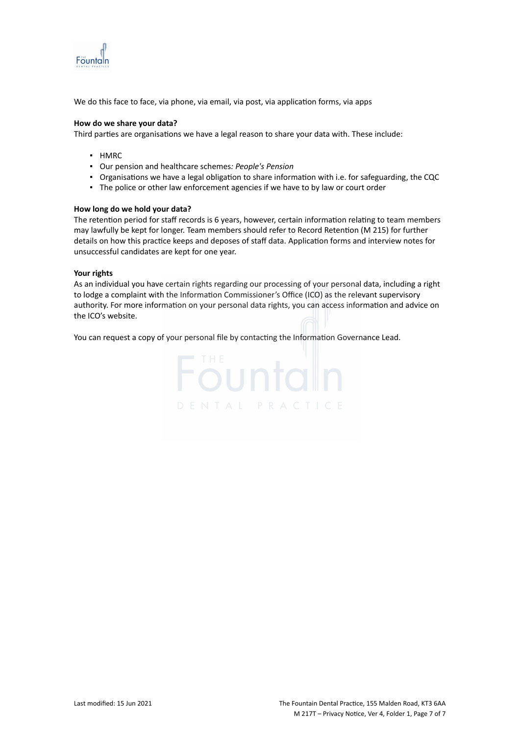We do this face to face, via phone, via email, via post, via application forms, via apps

**How do we share your data?**

Third parties are organisations we have a legal reason to share your data with. These include:

- HMRC
- Our pension and healthcare schemes*: People's Pension*
- Organisations we have a legal obligation to share information with i.e. for safeguarding, the CQC
- The police or other law enforcement agencies if we have to by law or court order

**How long do we hold your data?**

The retention period for staff records is 6 years, however, certain information relating to team members may lawfully be kept for longer. Team members should refer to Record Retention (M 215) for further details on how this practice keeps and deposes of staff data. Application forms and interview notes for unsuccessful candidates are kept for one year.

**Your rights**

As an individual you have certain rights regarding our processing of your personal data, including a right to lodge a complaint with the Information Commissioner's Office (ICO) as the relevant supervisory authority. For more information on your personal data rights, you can access information and advice on the ICO's website.

You can request a copy of your personal file by contacting the Information Governance Lead.